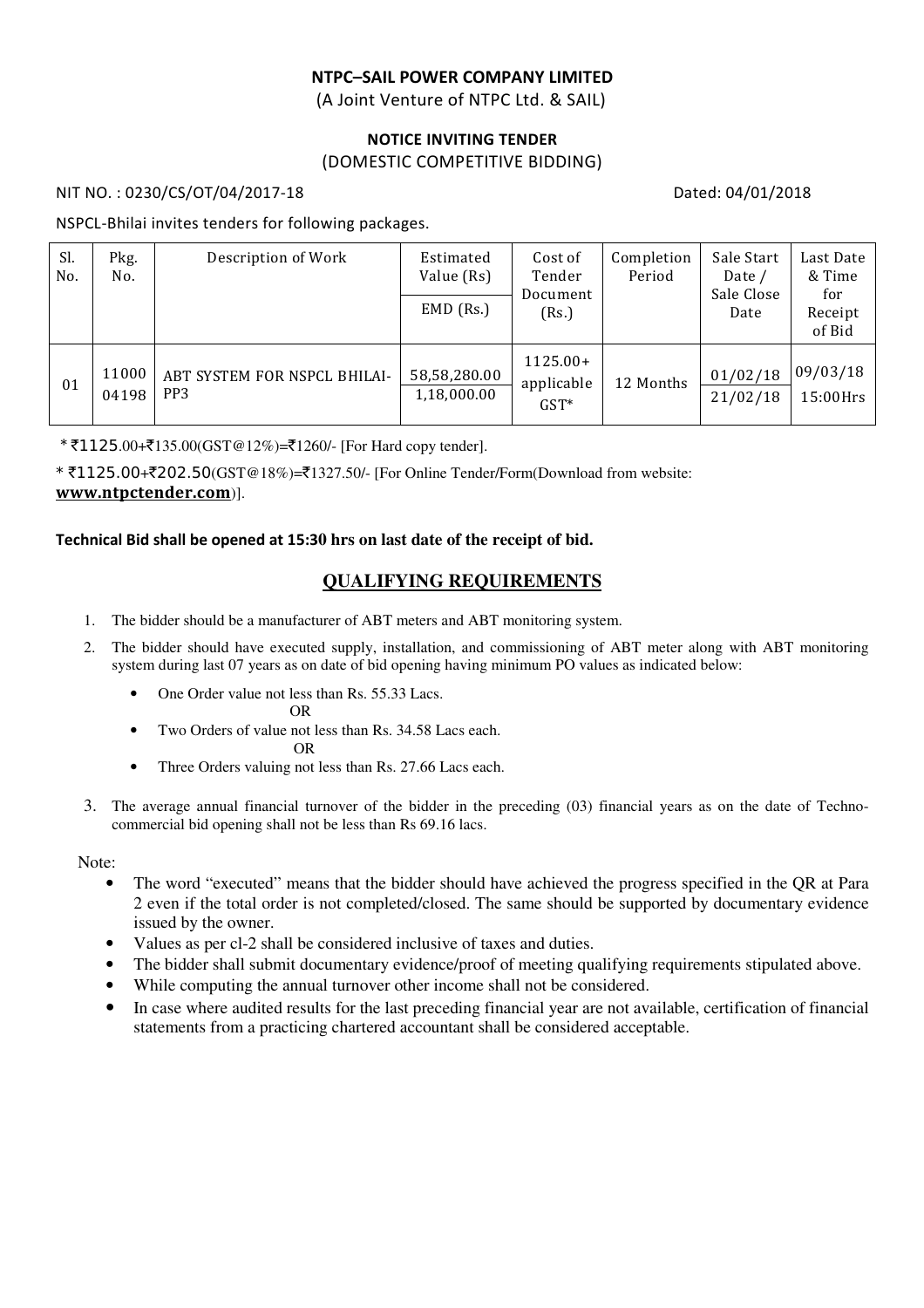**NTPC–SAIL POWER COMPANY LIMITED**

(A Joint Venture of NTPC Ltd. & SAIL)

**NOTICE INVITING TENDER**

(DOMESTIC COMPETITIVE BIDDING)

NIT NO. : 0230/CS/OT/04/2017-18 Dated: 04/01/2018

NSPCL-Bhilai invites tenders for following packages.

| Sl. No. | Pkg. No. | Description of Work | Estimated Value (Rs) / EMD (Rs.) | Cost of Tender Document (Rs.) | Completion Period | Sale Start Date / Sale Close Date | Last Date & Time for Receipt of Bid |
|---|---|---|---|---|---|---|---|
| 01 | 11000 04198 | ABT SYSTEM FOR NSPCL BHILAI-PP3 | 58,58,280.00 / 1,18,000.00 | 1125.00+ applicable GST* | 12 Months | 01/02/18 / 21/02/18 | 09/03/18 15:00Hrs |

* ₹1125.00+₹135.00(GST@12%)=₹1260/- [For Hard copy tender].

* ₹1125.00+₹202.50(GST@18%)=₹1327.50/- [For Online Tender/Form(Download from website: **www.ntpctender.com**)].

**Technical Bid shall be opened at 15:30 hrs on last date of the receipt of bid.**

## QUALIFYING REQUIREMENTS

1. The bidder should be a manufacturer of ABT meters and ABT monitoring system.
2. The bidder should have executed supply, installation, and commissioning of ABT meter along with ABT monitoring system during last 07 years as on date of bid opening having minimum PO values as indicated below:
   - One Order value not less than Rs. 55.33 Lacs.

     OR
   - Two Orders of value not less than Rs. 34.58 Lacs each.

     OR
   - Three Orders valuing not less than Rs. 27.66 Lacs each.
3. The average annual financial turnover of the bidder in the preceding (03) financial years as on the date of Techno-commercial bid opening shall not be less than Rs 69.16 lacs.

Note:

- The word "executed" means that the bidder should have achieved the progress specified in the QR at Para 2 even if the total order is not completed/closed. The same should be supported by documentary evidence issued by the owner.
- Values as per cl-2 shall be considered inclusive of taxes and duties.
- The bidder shall submit documentary evidence/proof of meeting qualifying requirements stipulated above.
- While computing the annual turnover other income shall not be considered.
- In case where audited results for the last preceding financial year are not available, certification of financial statements from a practicing chartered accountant shall be considered acceptable.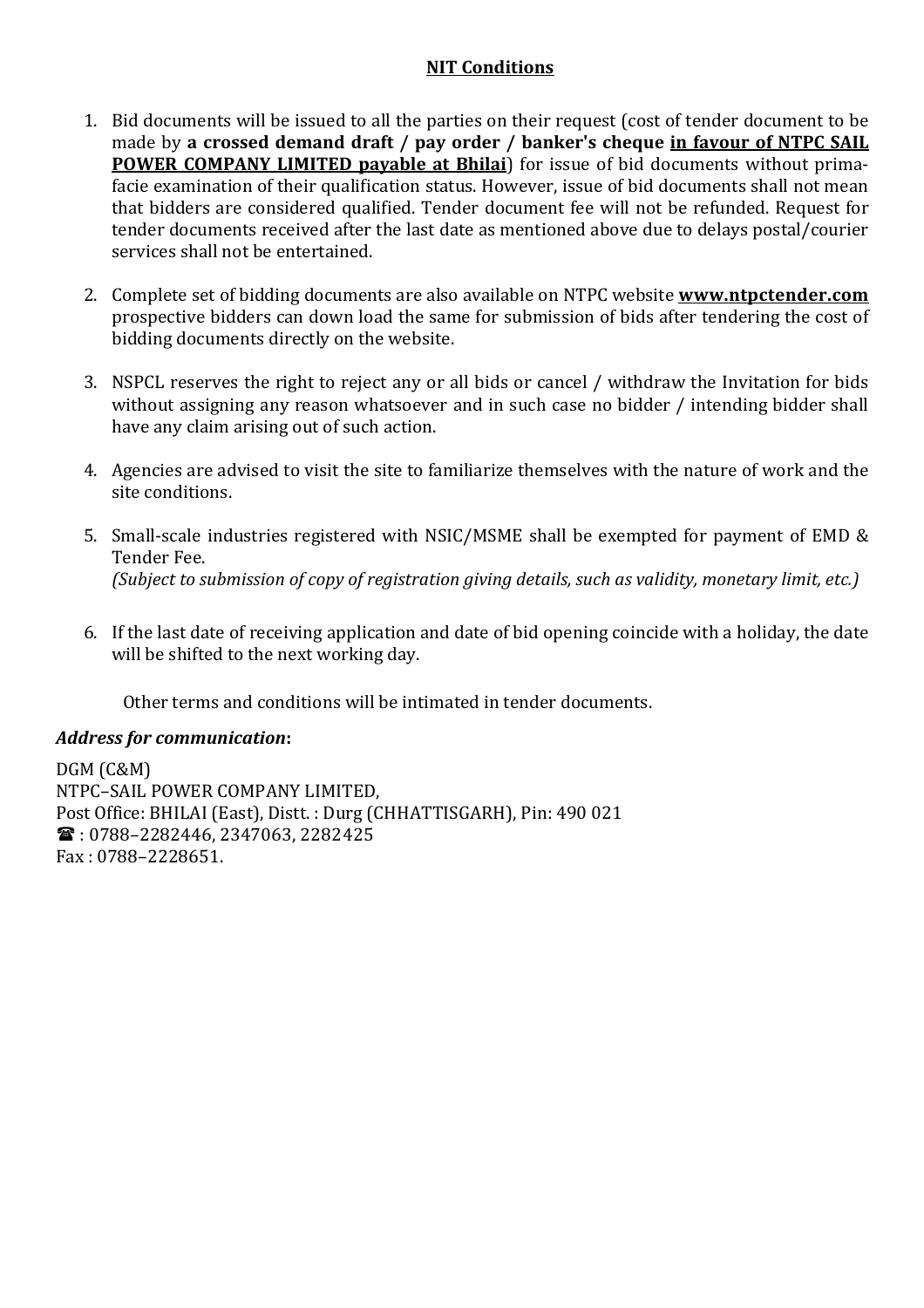## **NIT Conditions**

1. Bid documents will be issued to all the parties on their request (cost of tender document to be made by **a crossed demand draft / pay order / banker's cheque in favour of NTPC SAIL POWER COMPANY LIMITED payable at Bhilai**) for issue of bid documents without prima-facie examination of their qualification status. However, issue of bid documents shall not mean that bidders are considered qualified. Tender document fee will not be refunded. Request for tender documents received after the last date as mentioned above due to delays postal/courier services shall not be entertained.

2. Complete set of bidding documents are also available on NTPC website **www.ntpctender.com** prospective bidders can down load the same for submission of bids after tendering the cost of bidding documents directly on the website.

3. NSPCL reserves the right to reject any or all bids or cancel / withdraw the Invitation for bids without assigning any reason whatsoever and in such case no bidder / intending bidder shall have any claim arising out of such action.

4. Agencies are advised to visit the site to familiarize themselves with the nature of work and the site conditions.

5. Small-scale industries registered with NSIC/MSME shall be exempted for payment of EMD & Tender Fee.
   *(Subject to submission of copy of registration giving details, such as validity, monetary limit, etc.)*

6. If the last date of receiving application and date of bid opening coincide with a holiday, the date will be shifted to the next working day.

Other terms and conditions will be intimated in tender documents.

***Address for communication*:**

DGM (C&M)
NTPC–SAIL POWER COMPANY LIMITED,
Post Office: BHILAI (East), Distt. : Durg (CHHATTISGARH), Pin: 490 021
☎ : 0788–2282446, 2347063, 2282425
Fax : 0788–2228651.